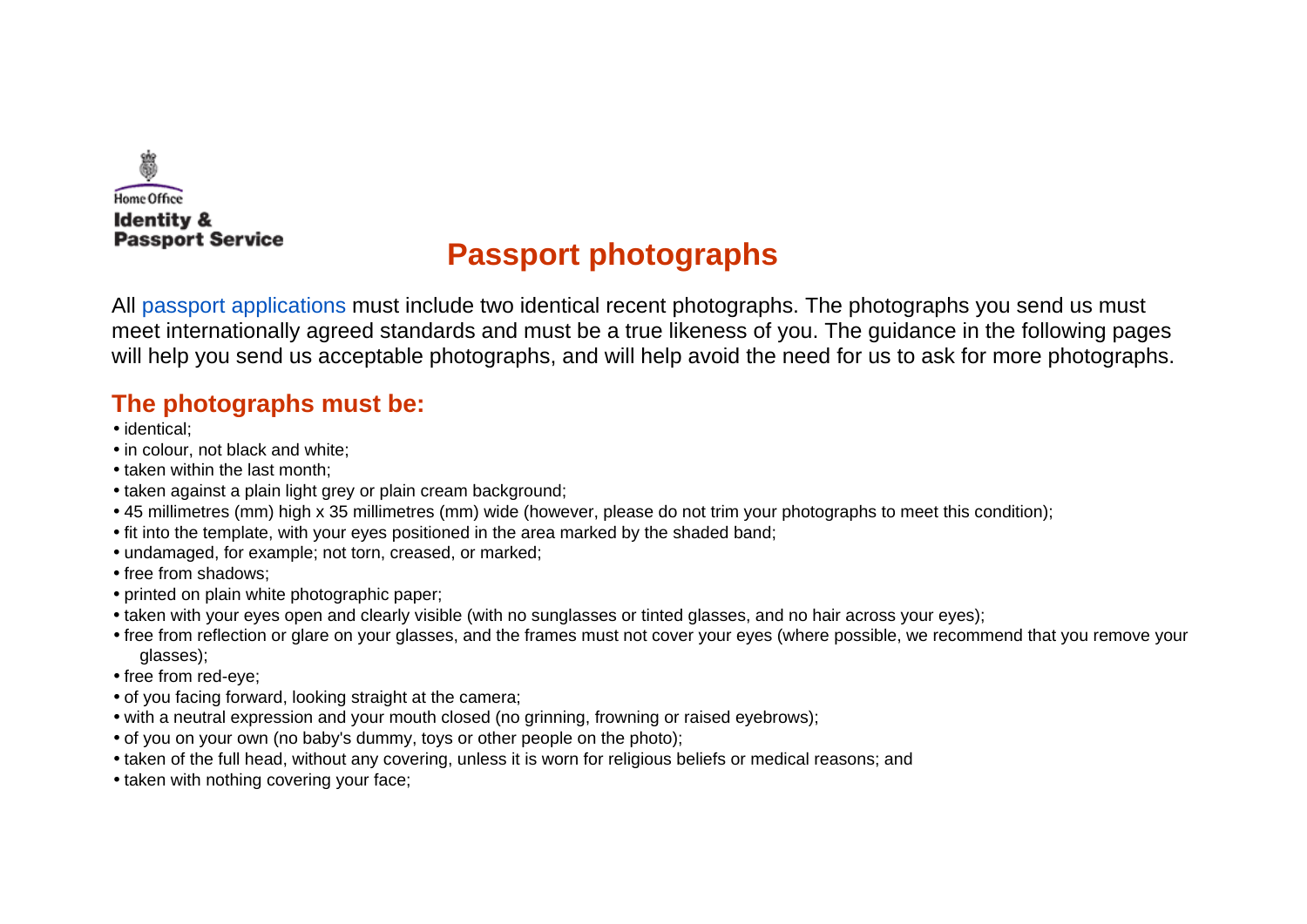Home Office
**Identity & Passport Service**

# Passport photographs

All passport applications must include two identical recent photographs. The photographs you send us must meet internationally agreed standards and must be a true likeness of you. The guidance in the following pages will help you send us acceptable photographs, and will help avoid the need for us to ask for more photographs.

## The photographs must be:

- identical;
- in colour, not black and white;
- taken within the last month;
- taken against a plain light grey or plain cream background;
- 45 millimetres (mm) high x 35 millimetres (mm) wide (however, please do not trim your photographs to meet this condition);
- fit into the template, with your eyes positioned in the area marked by the shaded band;
- undamaged, for example; not torn, creased, or marked;
- free from shadows;
- printed on plain white photographic paper;
- taken with your eyes open and clearly visible (with no sunglasses or tinted glasses, and no hair across your eyes);
- free from reflection or glare on your glasses, and the frames must not cover your eyes (where possible, we recommend that you remove your glasses);
- free from red-eye;
- of you facing forward, looking straight at the camera;
- with a neutral expression and your mouth closed (no grinning, frowning or raised eyebrows);
- of you on your own (no baby's dummy, toys or other people on the photo);
- taken of the full head, without any covering, unless it is worn for religious beliefs or medical reasons; and
- taken with nothing covering your face;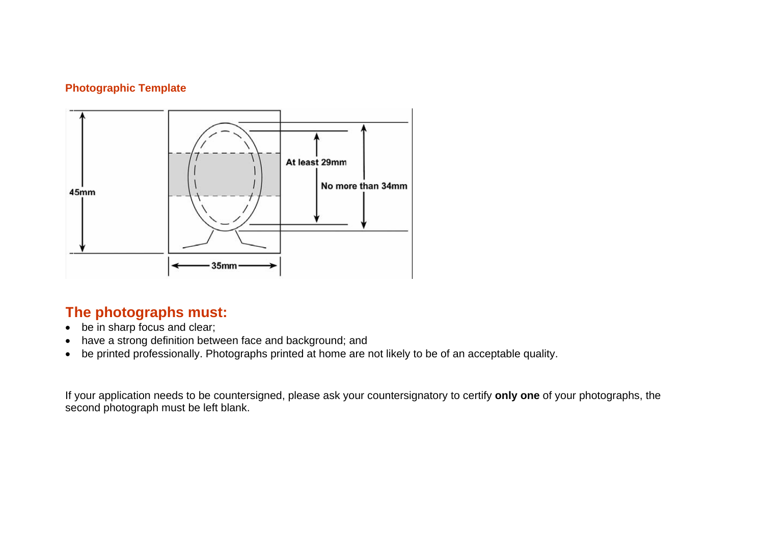### Photographic Template

45mm

At least 29mm

No more than 34mm

35mm

## The photographs must:

- be in sharp focus and clear;
- have a strong definition between face and background; and
- be printed professionally. Photographs printed at home are not likely to be of an acceptable quality.

If your application needs to be countersigned, please ask your countersignatory to certify **only one** of your photographs, the second photograph must be left blank.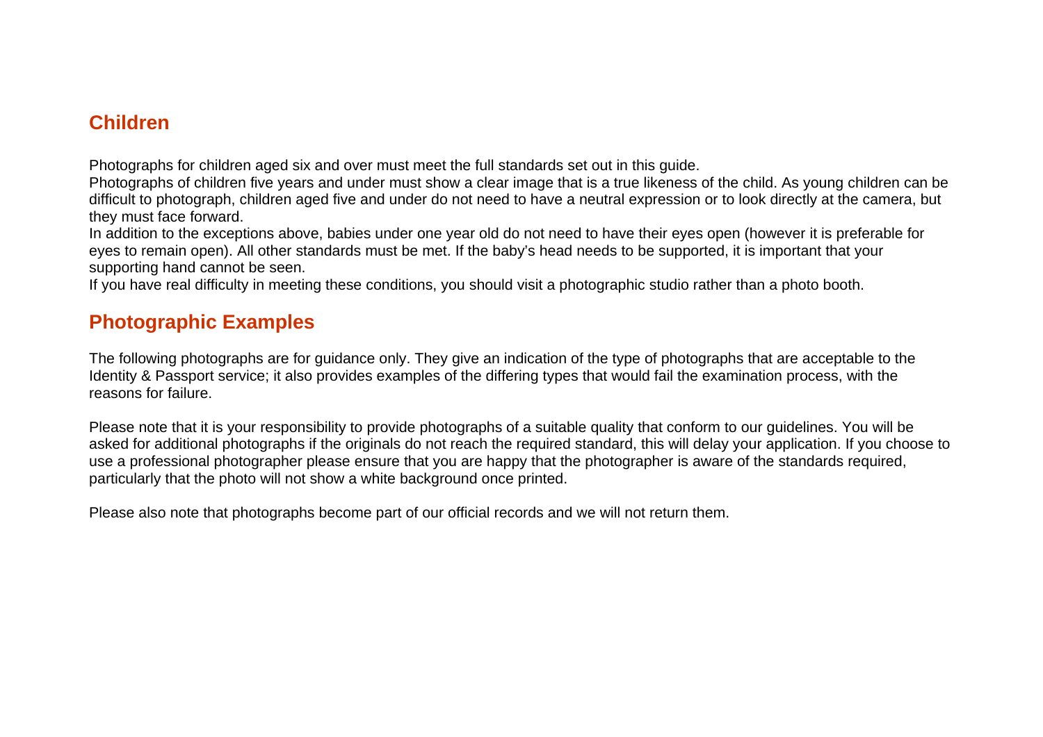## Children

Photographs for children aged six and over must meet the full standards set out in this guide.
Photographs of children five years and under must show a clear image that is a true likeness of the child. As young children can be difficult to photograph, children aged five and under do not need to have a neutral expression or to look directly at the camera, but they must face forward.
In addition to the exceptions above, babies under one year old do not need to have their eyes open (however it is preferable for eyes to remain open). All other standards must be met. If the baby's head needs to be supported, it is important that your supporting hand cannot be seen.
If you have real difficulty in meeting these conditions, you should visit a photographic studio rather than a photo booth.

## Photographic Examples

The following photographs are for guidance only. They give an indication of the type of photographs that are acceptable to the Identity & Passport service; it also provides examples of the differing types that would fail the examination process, with the reasons for failure.

Please note that it is your responsibility to provide photographs of a suitable quality that conform to our guidelines. You will be asked for additional photographs if the originals do not reach the required standard, this will delay your application. If you choose to use a professional photographer please ensure that you are happy that the photographer is aware of the standards required, particularly that the photo will not show a white background once printed.

Please also note that photographs become part of our official records and we will not return them.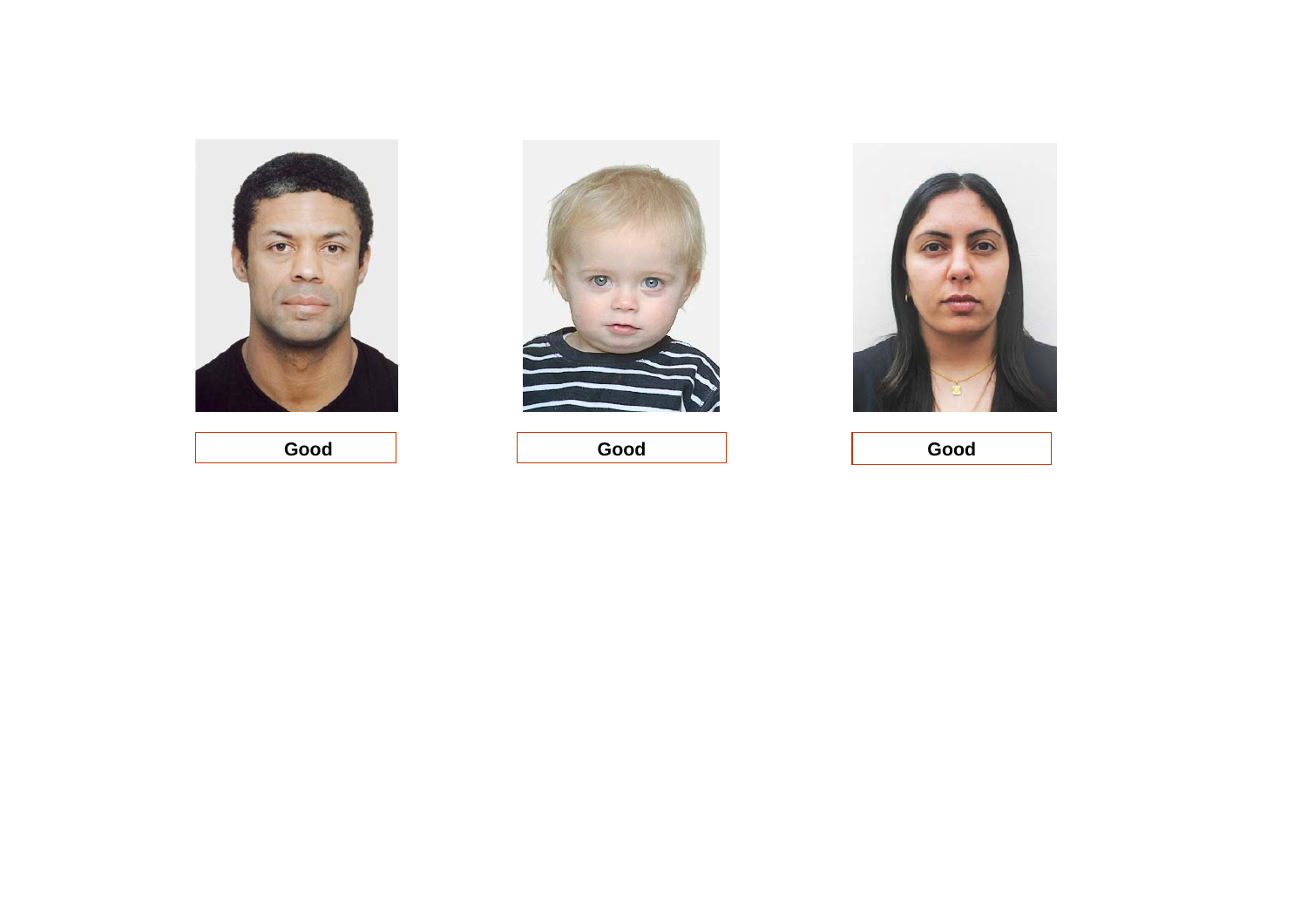Good

Good

Good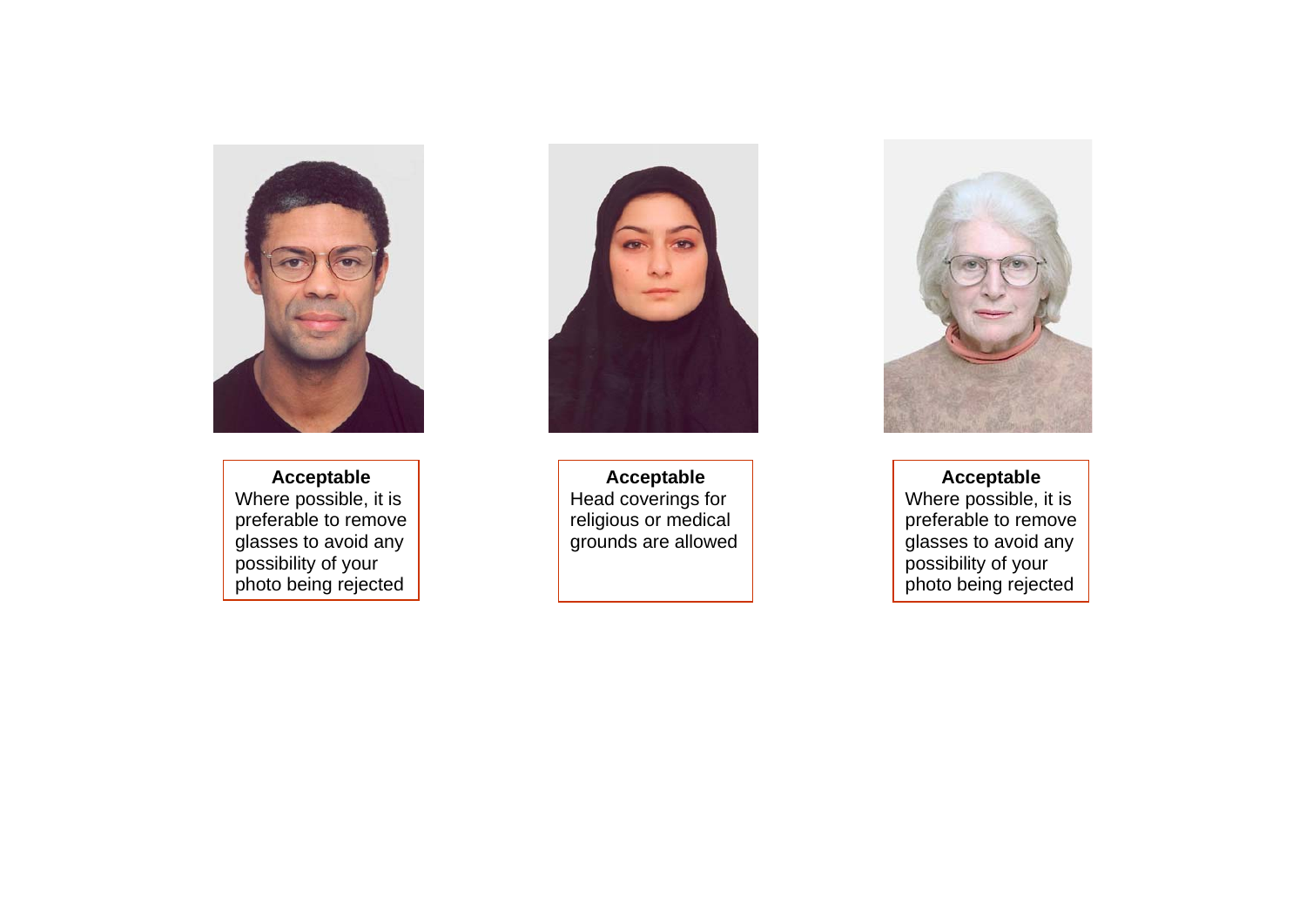**Acceptable**
Where possible, it is preferable to remove glasses to avoid any possibility of your photo being rejected

**Acceptable**
Head coverings for religious or medical grounds are allowed

**Acceptable**
Where possible, it is preferable to remove glasses to avoid any possibility of your photo being rejected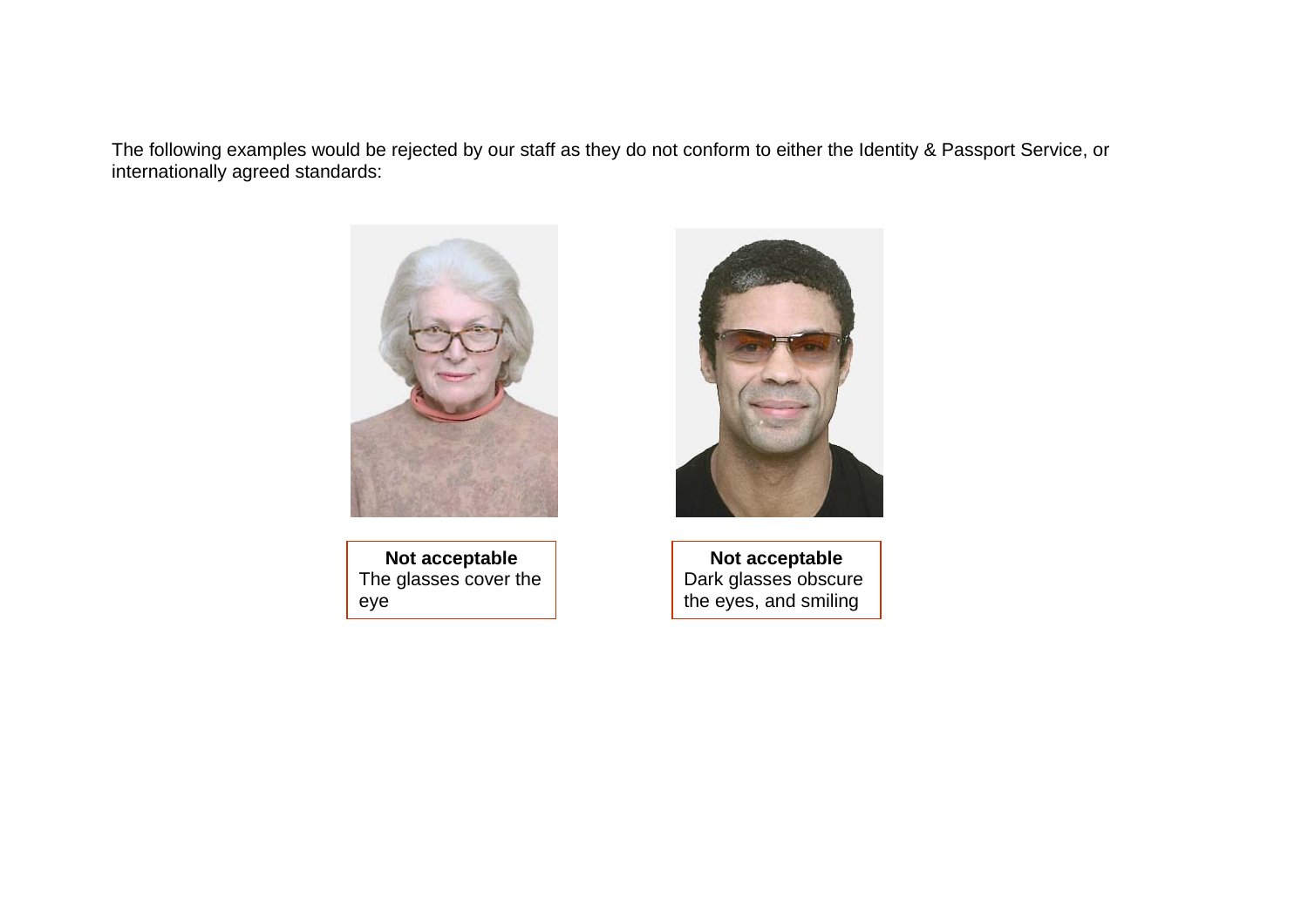The following examples would be rejected by our staff as they do not conform to either the Identity & Passport Service, or internationally agreed standards:

**Not acceptable**
The glasses cover the eye

**Not acceptable**
Dark glasses obscure the eyes, and smiling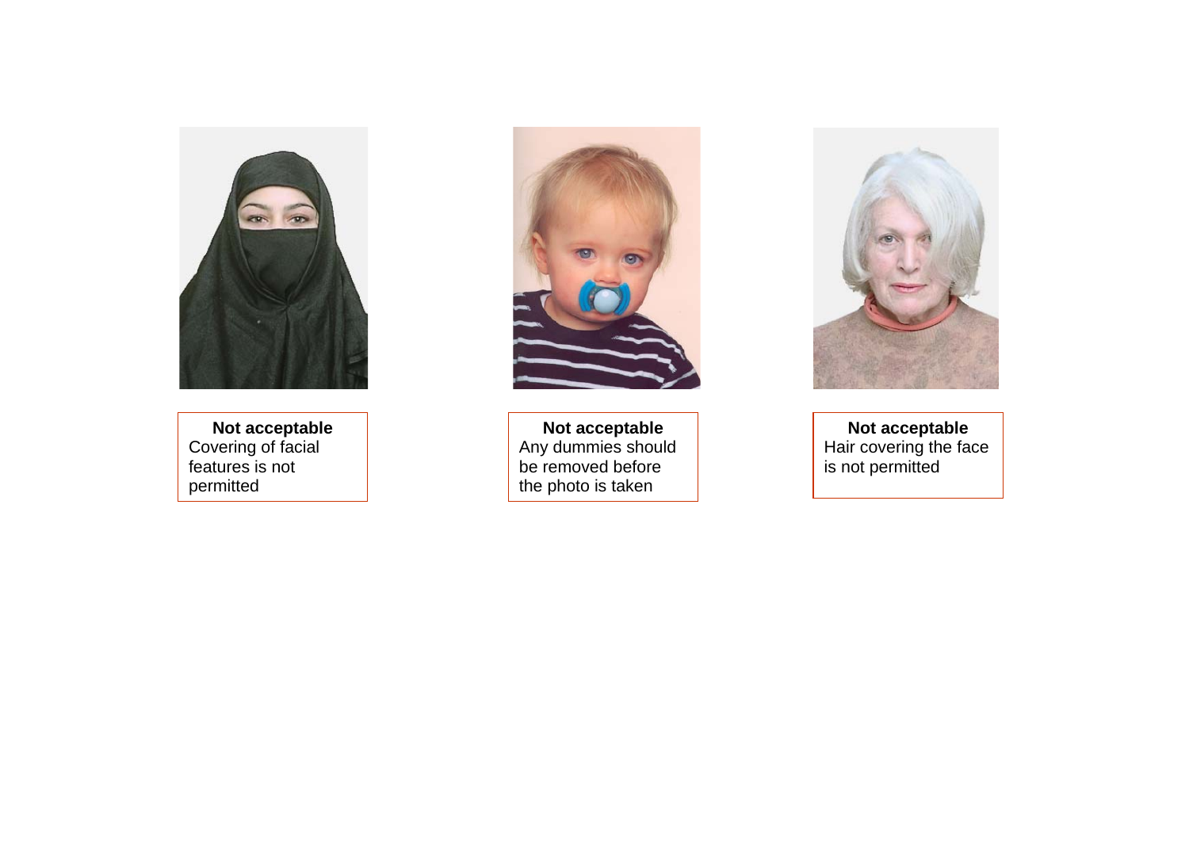**Not acceptable**
Covering of facial features is not permitted

**Not acceptable**
Any dummies should be removed before the photo is taken

**Not acceptable**
Hair covering the face is not permitted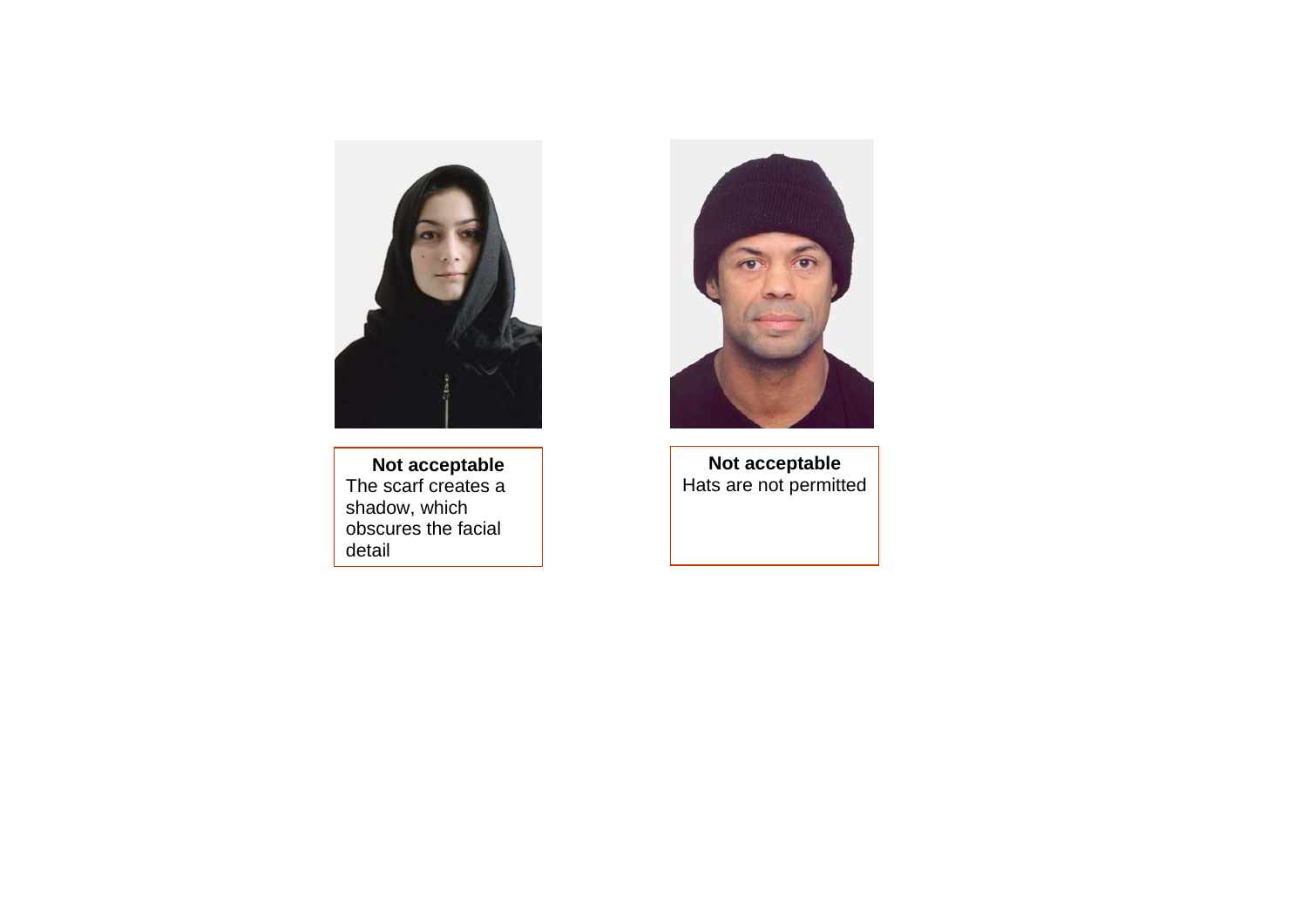**Not acceptable**
The scarf creates a shadow, which obscures the facial detail

**Not acceptable**
Hats are not permitted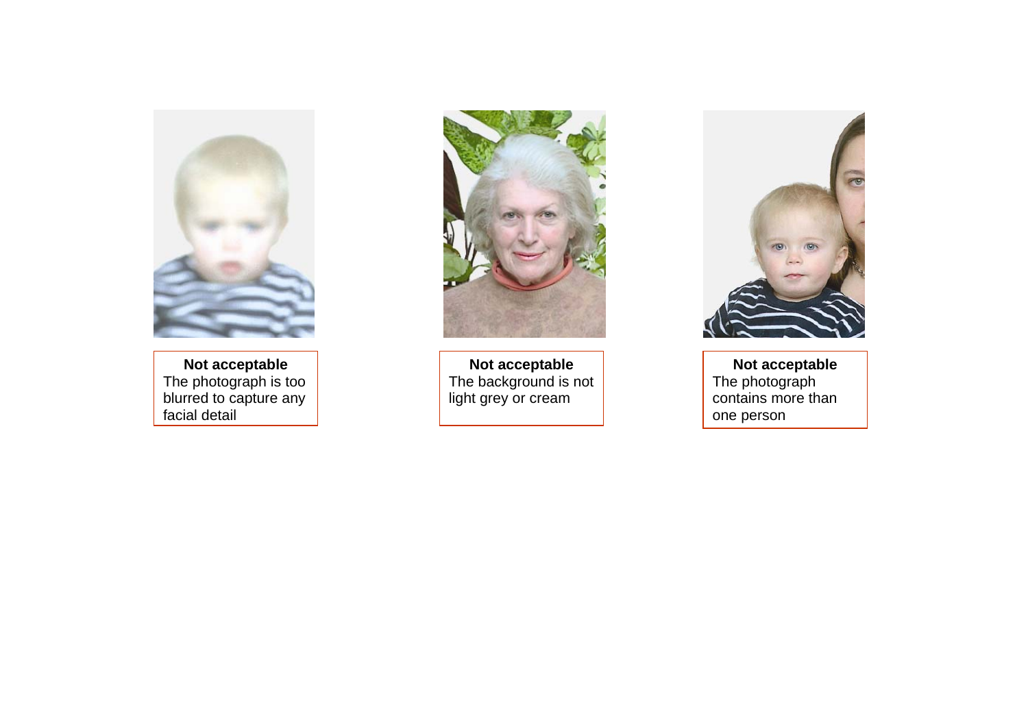**Not acceptable**
The photograph is too blurred to capture any facial detail

**Not acceptable**
The background is not light grey or cream

**Not acceptable**
The photograph contains more than one person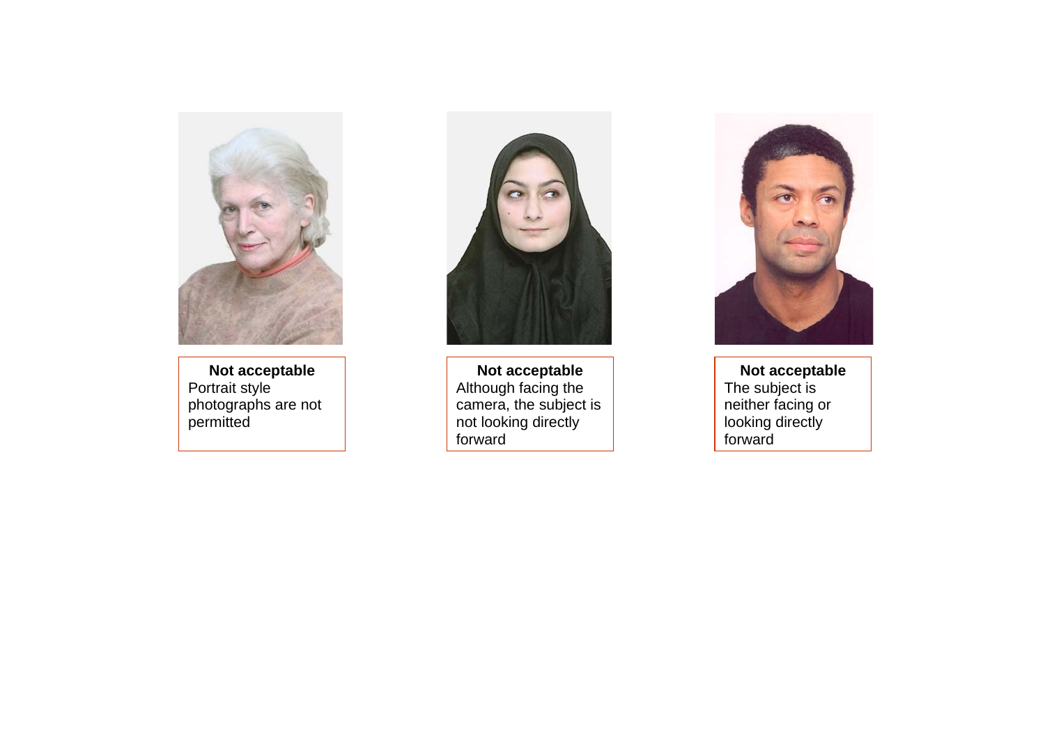**Not acceptable**
Portrait style photographs are not permitted

**Not acceptable**
Although facing the camera, the subject is not looking directly forward

**Not acceptable**
The subject is neither facing or looking directly forward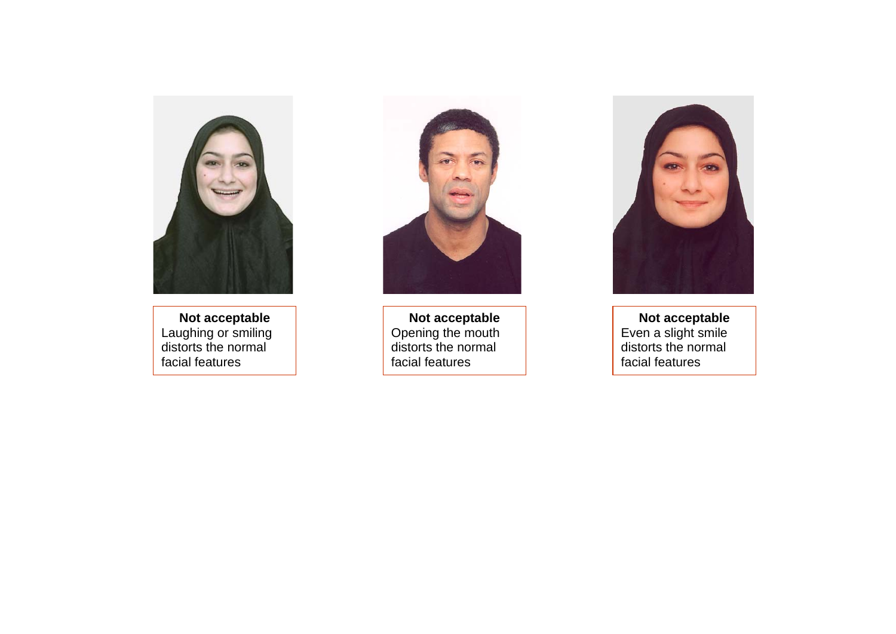**Not acceptable**
Laughing or smiling distorts the normal facial features

**Not acceptable**
Opening the mouth distorts the normal facial features

**Not acceptable**
Even a slight smile distorts the normal facial features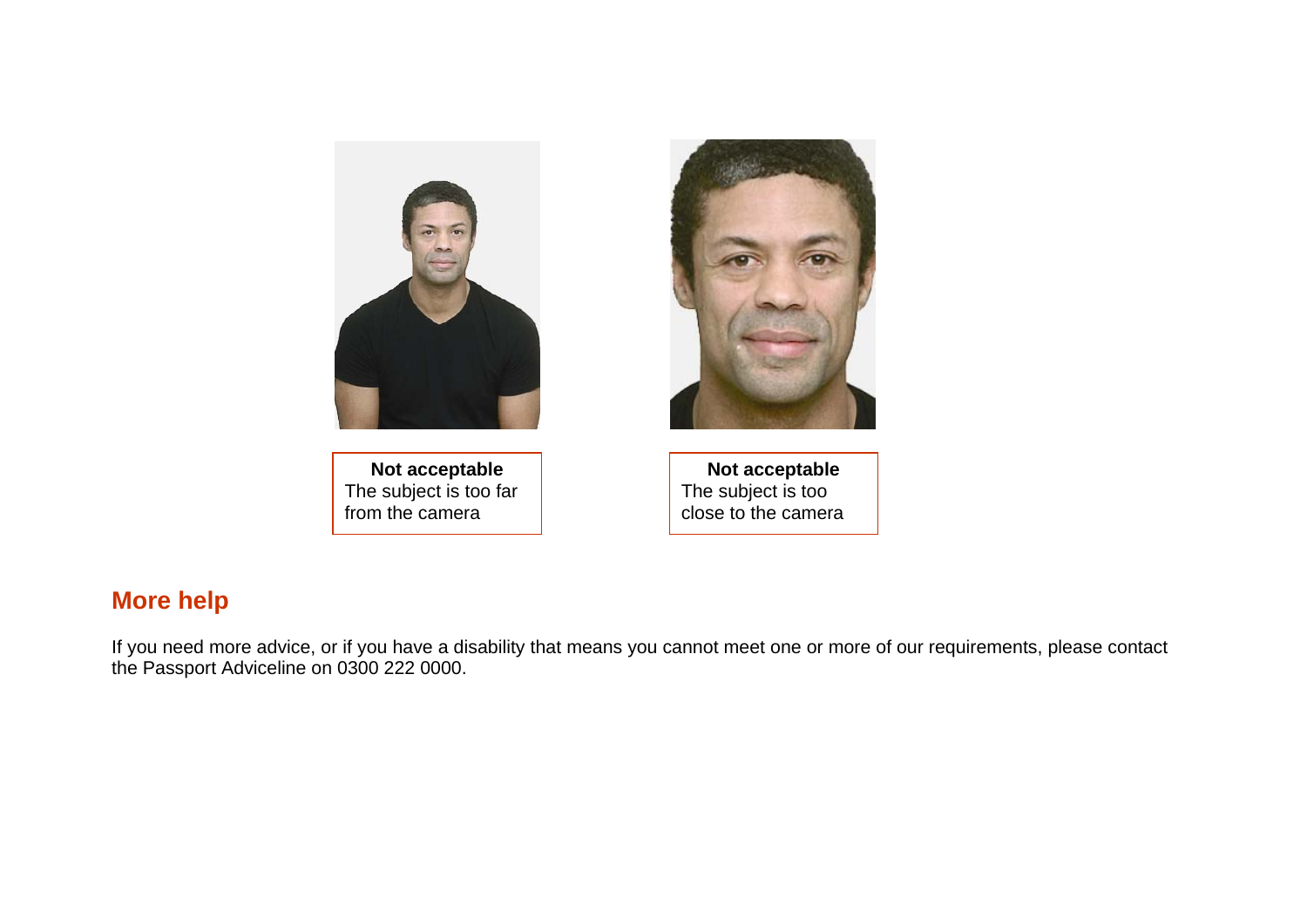**Not acceptable**
The subject is too far from the camera

**Not acceptable**
The subject is too close to the camera

## More help

If you need more advice, or if you have a disability that means you cannot meet one or more of our requirements, please contact the Passport Adviceline on 0300 222 0000.